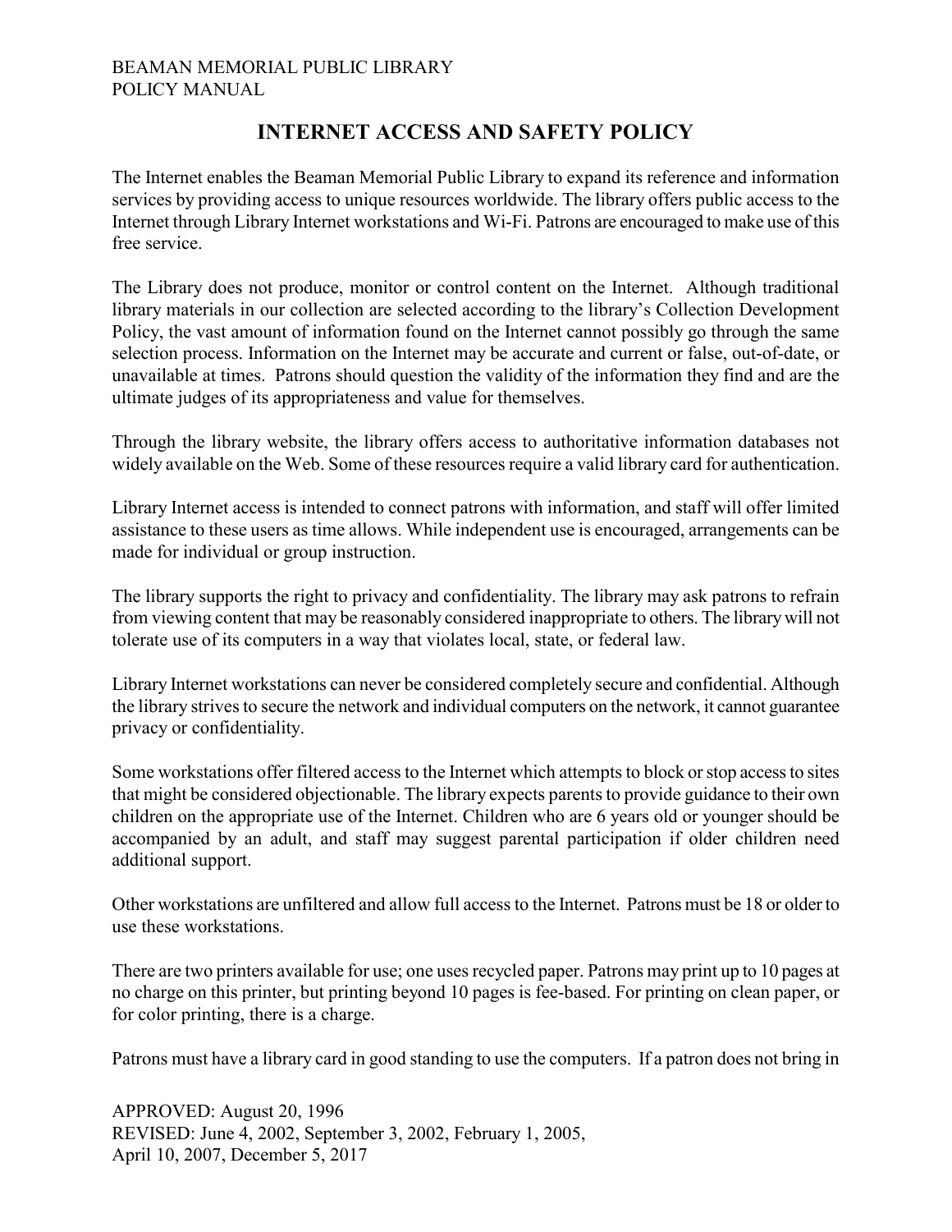# INTERNET ACCESS AND SAFETY POLICY

The Internet enables the Beaman Memorial Public Library to expand its reference and information services by providing access to unique resources worldwide. The library offers public access to the Internet through Library Internet workstations and Wi-Fi. Patrons are encouraged to make use of this free service.

The Library does not produce, monitor or control content on the Internet. Although traditional library materials in our collection are selected according to the library's Collection Development Policy, the vast amount of information found on the Internet cannot possibly go through the same selection process. Information on the Internet may be accurate and current or false, out-of-date, or unavailable at times. Patrons should question the validity of the information they find and are the ultimate judges of its appropriateness and value for themselves.

Through the library website, the library offers access to authoritative information databases not widely available on the Web. Some of these resources require a valid library card for authentication.

Library Internet access is intended to connect patrons with information, and staff will offer limited assistance to these users as time allows. While independent use is encouraged, arrangements can be made for individual or group instruction.

The library supports the right to privacy and confidentiality. The library may ask patrons to refrain from viewing content that may be reasonably considered inappropriate to others. The library will not tolerate use of its computers in a way that violates local, state, or federal law.

Library Internet workstations can never be considered completely secure and confidential. Although the library strives to secure the network and individual computers on the network, it cannot guarantee privacy or confidentiality.

Some workstations offer filtered access to the Internet which attempts to block or stop access to sites that might be considered objectionable. The library expects parents to provide guidance to their own children on the appropriate use of the Internet. Children who are 6 years old or younger should be accompanied by an adult, and staff may suggest parental participation if older children need additional support.

Other workstations are unfiltered and allow full access to the Internet. Patrons must be 18 or older to use these workstations.

There are two printers available for use; one uses recycled paper. Patrons may print up to 10 pages at no charge on this printer, but printing beyond 10 pages is fee-based. For printing on clean paper, or for color printing, there is a charge.

Patrons must have a library card in good standing to use the computers. If a patron does not bring in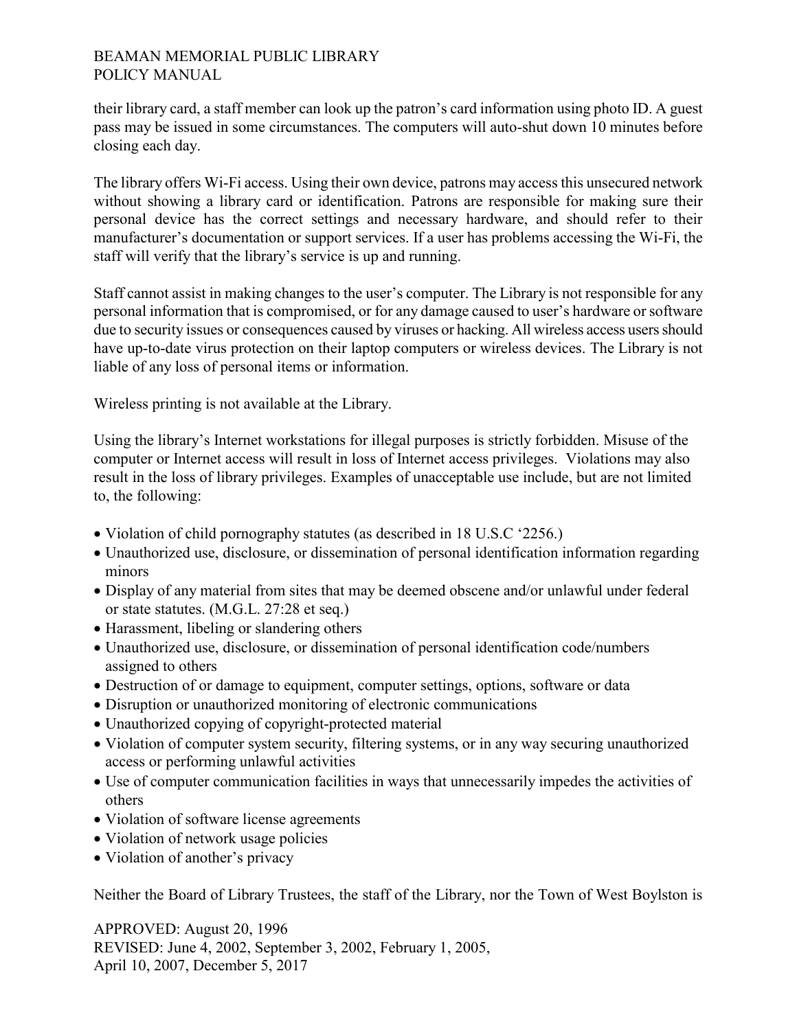their library card, a staff member can look up the patron's card information using photo ID. A guest pass may be issued in some circumstances. The computers will auto-shut down 10 minutes before closing each day.

The library offers Wi-Fi access. Using their own device, patrons may access this unsecured network without showing a library card or identification. Patrons are responsible for making sure their personal device has the correct settings and necessary hardware, and should refer to their manufacturer's documentation or support services. If a user has problems accessing the Wi-Fi, the staff will verify that the library's service is up and running.

Staff cannot assist in making changes to the user's computer. The Library is not responsible for any personal information that is compromised, or for any damage caused to user's hardware or software due to security issues or consequences caused by viruses or hacking. All wireless access users should have up-to-date virus protection on their laptop computers or wireless devices. The Library is not liable of any loss of personal items or information.

Wireless printing is not available at the Library.

Using the library's Internet workstations for illegal purposes is strictly forbidden. Misuse of the computer or Internet access will result in loss of Internet access privileges. Violations may also result in the loss of library privileges. Examples of unacceptable use include, but are not limited to, the following:

- Violation of child pornography statutes (as described in 18 U.S.C '2256.)
- Unauthorized use, disclosure, or dissemination of personal identification information regarding minors
- Display of any material from sites that may be deemed obscene and/or unlawful under federal or state statutes. (M.G.L. 27:28 et seq.)
- Harassment, libeling or slandering others
- Unauthorized use, disclosure, or dissemination of personal identification code/numbers assigned to others
- Destruction of or damage to equipment, computer settings, options, software or data
- Disruption or unauthorized monitoring of electronic communications
- Unauthorized copying of copyright-protected material
- Violation of computer system security, filtering systems, or in any way securing unauthorized access or performing unlawful activities
- Use of computer communication facilities in ways that unnecessarily impedes the activities of others
- Violation of software license agreements
- Violation of network usage policies
- Violation of another's privacy

Neither the Board of Library Trustees, the staff of the Library, nor the Town of West Boylston is

APPROVED: August 20, 1996
REVISED: June 4, 2002, September 3, 2002, February 1, 2005,
April 10, 2007, December 5, 2017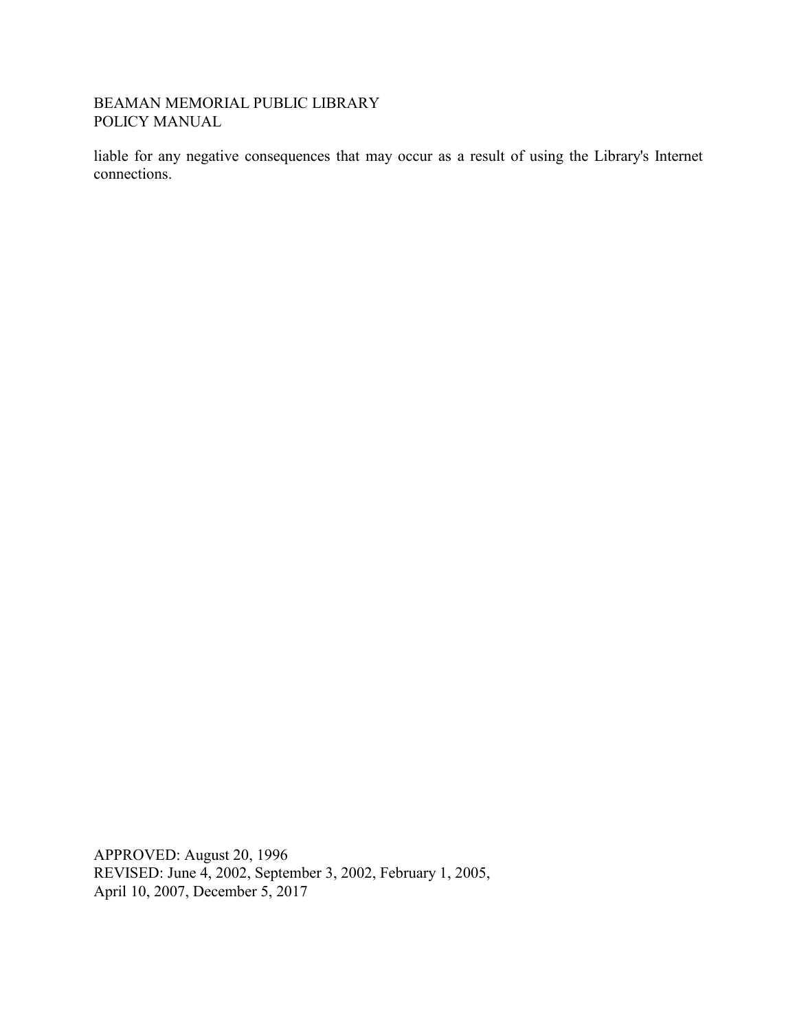liable for any negative consequences that may occur as a result of using the Library's Internet connections.

APPROVED: August 20, 1996
REVISED: June 4, 2002, September 3, 2002, February 1, 2005,
April 10, 2007, December 5, 2017